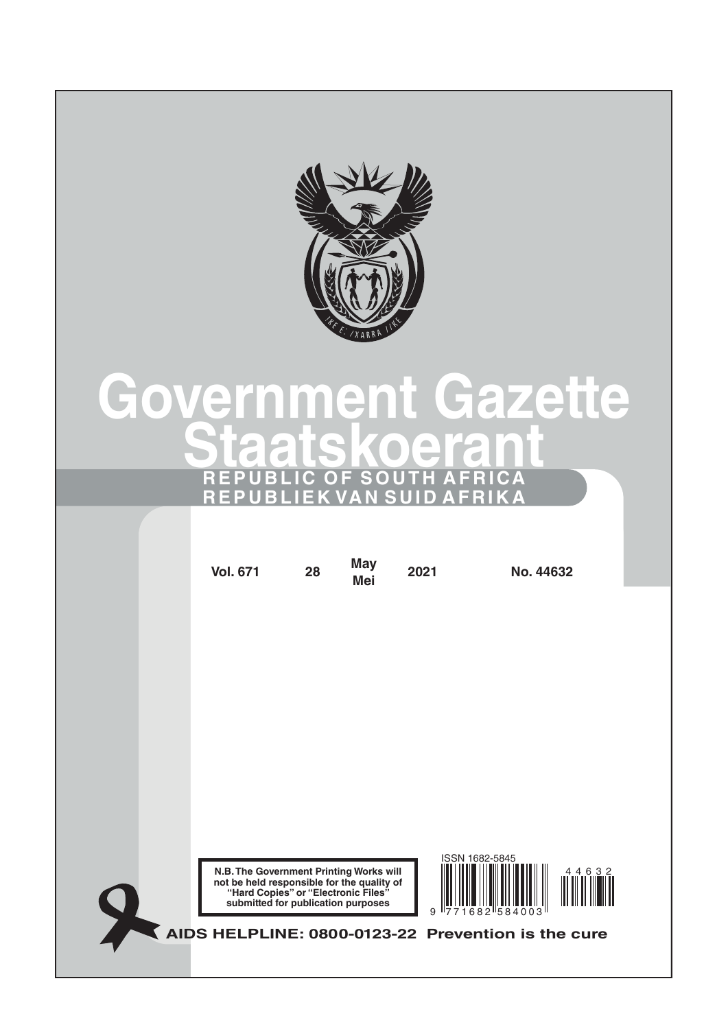# Government Gazette
# Staatskoerant

**REPUBLIC OF SOUTH AFRICA**
**REPUBLIEK VAN SUID AFRIKA**

| Vol. 671 | 28 | May Mei | 2021 | No. 44632 |
|---|---|---|---|---|

**N.B. The Government Printing Works will not be held responsible for the quality of "Hard Copies" or "Electronic Files" submitted for publication purposes**

ISSN 1682-5845

9 771682 584003

44632

**AIDS HELPLINE: 0800-0123-22 Prevention is the cure**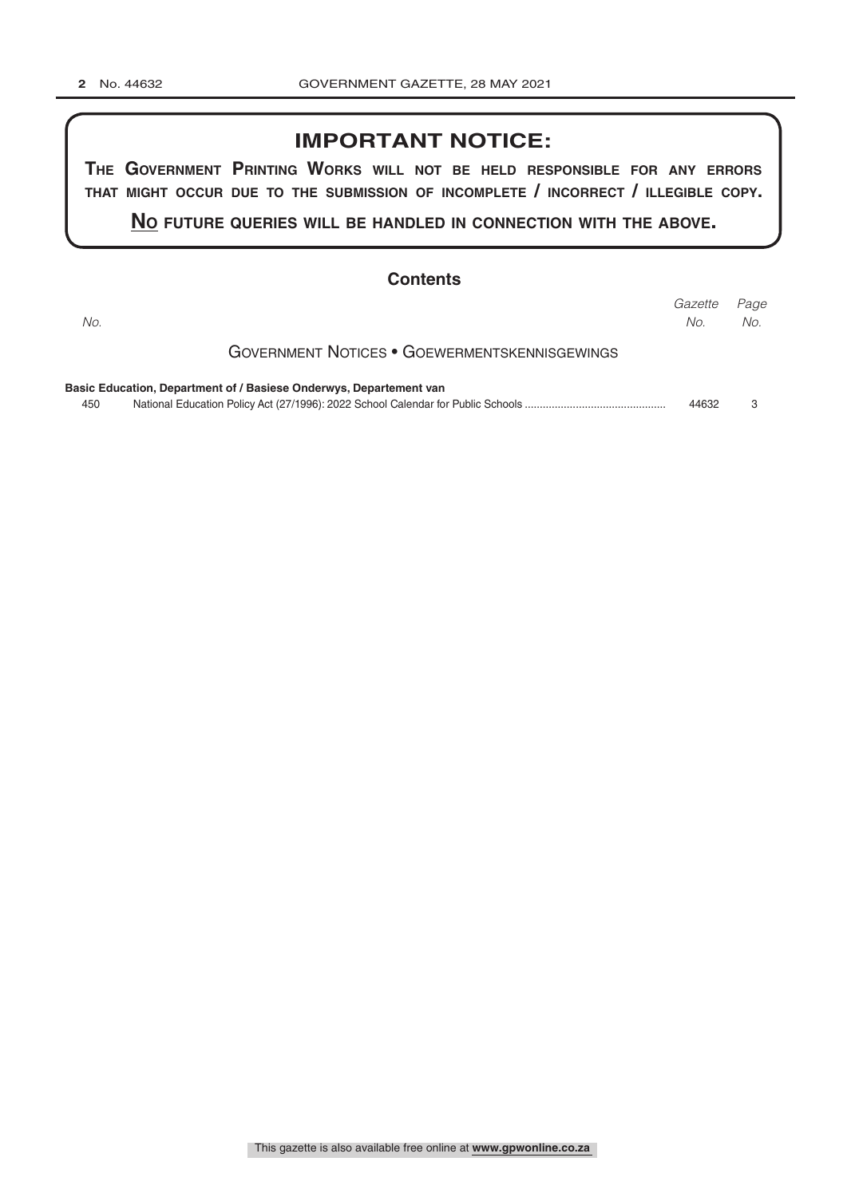## IMPORTANT NOTICE:

**THE GOVERNMENT PRINTING WORKS WILL NOT BE HELD RESPONSIBLE FOR ANY ERRORS THAT MIGHT OCCUR DUE TO THE SUBMISSION OF INCOMPLETE / INCORRECT / ILLEGIBLE COPY.**

**NO FUTURE QUERIES WILL BE HANDLED IN CONNECTION WITH THE ABOVE.**

## Contents

| *No.* | | *Gazette No.* | *Page No.* |
|---|---|---|---|
| | GOVERNMENT NOTICES • GOEWERMENTSKENNISGEWINGS | | |
| | **Basic Education, Department of / Basiese Onderwys, Departement van** | | |
| 450 | National Education Policy Act (27/1996): 2022 School Calendar for Public Schools .............................................. | 44632 | 3 |

This gazette is also available free online at **www.gpwonline.co.za**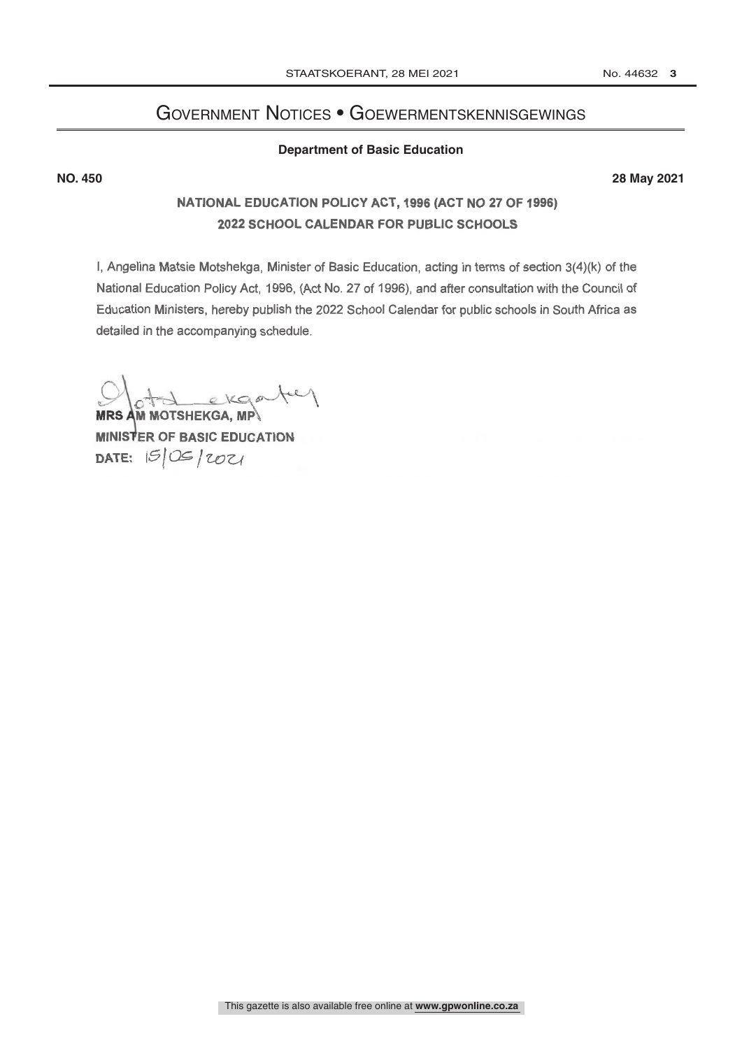# GOVERNMENT NOTICES • GOEWERMENTSKENNISGEWINGS

**Department of Basic Education**

**NO. 450** **28 May 2021**

## NATIONAL EDUCATION POLICY ACT, 1996 (ACT NO 27 OF 1996)
## 2022 SCHOOL CALENDAR FOR PUBLIC SCHOOLS

I, Angelina Matsie Motshekga, Minister of Basic Education, acting in terms of section 3(4)(k) of the National Education Policy Act, 1996, (Act No. 27 of 1996), and after consultation with the Council of Education Ministers, hereby publish the 2022 School Calendar for public schools in South Africa as detailed in the accompanying schedule.

**MRS AM MOTSHEKGA, MP**
**MINISTER OF BASIC EDUCATION**
**DATE:** 15/05/2021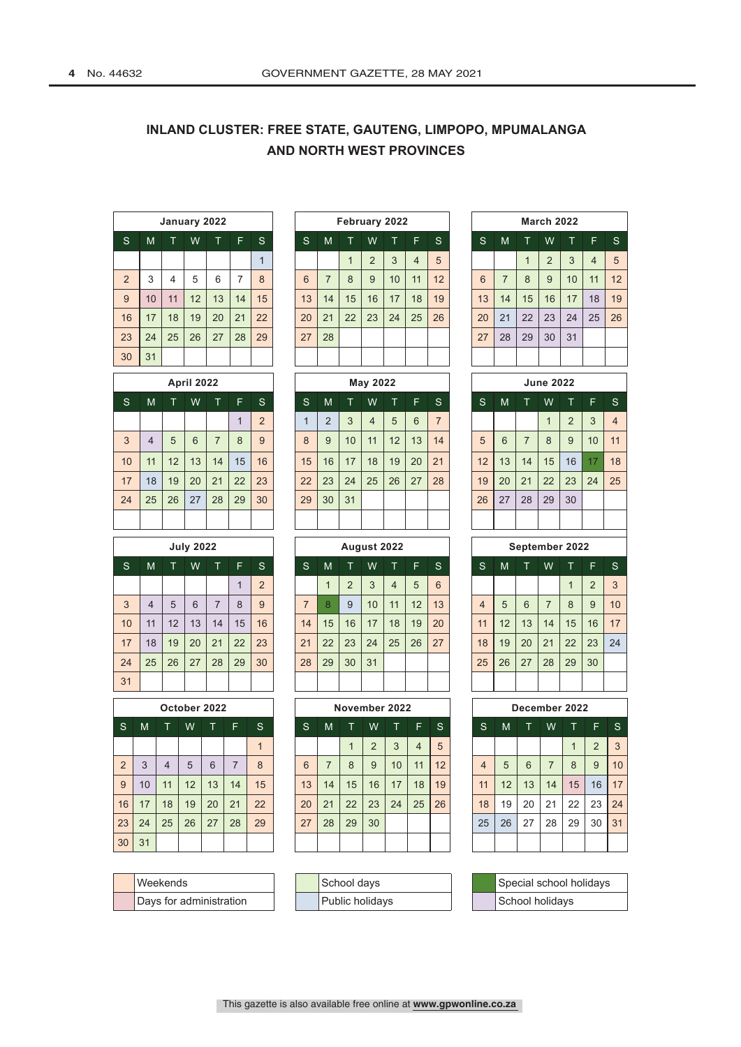# INLAND CLUSTER: FREE STATE, GAUTENG, LIMPOPO, MPUMALANGA AND NORTH WEST PROVINCES

**January 2022**

| S | M | T | W | T | F | S |
|---|---|---|---|---|---|---|
| | | | | | | 1 |
| 2 | 3 | 4 | 5 | 6 | 7 | 8 |
| 9 | 10 | 11 | 12 | 13 | 14 | 15 |
| 16 | 17 | 18 | 19 | 20 | 21 | 22 |
| 23 | 24 | 25 | 26 | 27 | 28 | 29 |
| 30 | 31 | | | | | |

**February 2022**

| S | M | T | W | T | F | S |
|---|---|---|---|---|---|---|
| | | 1 | 2 | 3 | 4 | 5 |
| 6 | 7 | 8 | 9 | 10 | 11 | 12 |
| 13 | 14 | 15 | 16 | 17 | 18 | 19 |
| 20 | 21 | 22 | 23 | 24 | 25 | 26 |
| 27 | 28 | | | | | |

**March 2022**

| S | M | T | W | T | F | S |
|---|---|---|---|---|---|---|
| | | 1 | 2 | 3 | 4 | 5 |
| 6 | 7 | 8 | 9 | 10 | 11 | 12 |
| 13 | 14 | 15 | 16 | 17 | 18 | 19 |
| 20 | 21 | 22 | 23 | 24 | 25 | 26 |
| 27 | 28 | 29 | 30 | 31 | | |

**April 2022**

| S | M | T | W | T | F | S |
|---|---|---|---|---|---|---|
| | | | | | 1 | 2 |
| 3 | 4 | 5 | 6 | 7 | 8 | 9 |
| 10 | 11 | 12 | 13 | 14 | 15 | 16 |
| 17 | 18 | 19 | 20 | 21 | 22 | 23 |
| 24 | 25 | 26 | 27 | 28 | 29 | 30 |

**May 2022**

| S | M | T | W | T | F | S |
|---|---|---|---|---|---|---|
| 1 | 2 | 3 | 4 | 5 | 6 | 7 |
| 8 | 9 | 10 | 11 | 12 | 13 | 14 |
| 15 | 16 | 17 | 18 | 19 | 20 | 21 |
| 22 | 23 | 24 | 25 | 26 | 27 | 28 |
| 29 | 30 | 31 | | | | |

**June 2022**

| S | M | T | W | T | F | S |
|---|---|---|---|---|---|---|
| | | | 1 | 2 | 3 | 4 |
| 5 | 6 | 7 | 8 | 9 | 10 | 11 |
| 12 | 13 | 14 | 15 | 16 | 17 | 18 |
| 19 | 20 | 21 | 22 | 23 | 24 | 25 |
| 26 | 27 | 28 | 29 | 30 | | |

**July 2022**

| S | M | T | W | T | F | S |
|---|---|---|---|---|---|---|
| | | | | | 1 | 2 |
| 3 | 4 | 5 | 6 | 7 | 8 | 9 |
| 10 | 11 | 12 | 13 | 14 | 15 | 16 |
| 17 | 18 | 19 | 20 | 21 | 22 | 23 |
| 24 | 25 | 26 | 27 | 28 | 29 | 30 |
| 31 | | | | | | |

**August 2022**

| S | M | T | W | T | F | S |
|---|---|---|---|---|---|---|
| | 1 | 2 | 3 | 4 | 5 | 6 |
| 7 | 8 | 9 | 10 | 11 | 12 | 13 |
| 14 | 15 | 16 | 17 | 18 | 19 | 20 |
| 21 | 22 | 23 | 24 | 25 | 26 | 27 |
| 28 | 29 | 30 | 31 | | | |

**September 2022**

| S | M | T | W | T | F | S |
|---|---|---|---|---|---|---|
| | | | | 1 | 2 | 3 |
| 4 | 5 | 6 | 7 | 8 | 9 | 10 |
| 11 | 12 | 13 | 14 | 15 | 16 | 17 |
| 18 | 19 | 20 | 21 | 22 | 23 | 24 |
| 25 | 26 | 27 | 28 | 29 | 30 | |

**October 2022**

| S | M | T | W | T | F | S |
|---|---|---|---|---|---|---|
| | | | | | | 1 |
| 2 | 3 | 4 | 5 | 6 | 7 | 8 |
| 9 | 10 | 11 | 12 | 13 | 14 | 15 |
| 16 | 17 | 18 | 19 | 20 | 21 | 22 |
| 23 | 24 | 25 | 26 | 27 | 28 | 29 |
| 30 | 31 | | | | | |

**November 2022**

| S | M | T | W | T | F | S |
|---|---|---|---|---|---|---|
| | | 1 | 2 | 3 | 4 | 5 |
| 6 | 7 | 8 | 9 | 10 | 11 | 12 |
| 13 | 14 | 15 | 16 | 17 | 18 | 19 |
| 20 | 21 | 22 | 23 | 24 | 25 | 26 |
| 27 | 28 | 29 | 30 | | | |

**December 2022**

| S | M | T | W | T | F | S |
|---|---|---|---|---|---|---|
| | | | | 1 | 2 | 3 |
| 4 | 5 | 6 | 7 | 8 | 9 | 10 |
| 11 | 12 | 13 | 14 | 15 | 16 | 17 |
| 18 | 19 | 20 | 21 | 22 | 23 | 24 |
| 25 | 26 | 27 | 28 | 29 | 30 | 31 |

**Legend:**

- Weekends
- Days for administration
- School days
- Public holidays
- Special school holidays
- School holidays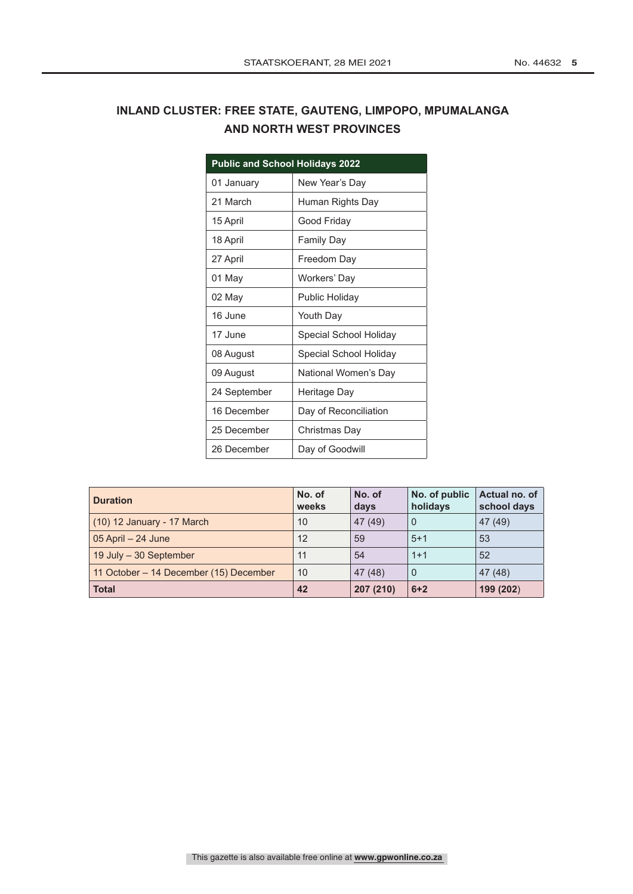## INLAND CLUSTER: FREE STATE, GAUTENG, LIMPOPO, MPUMALANGA AND NORTH WEST PROVINCES

| Public and School Holidays 2022 | |
|---|---|
| 01 January | New Year's Day |
| 21 March | Human Rights Day |
| 15 April | Good Friday |
| 18 April | Family Day |
| 27 April | Freedom Day |
| 01 May | Workers' Day |
| 02 May | Public Holiday |
| 16 June | Youth Day |
| 17 June | Special School Holiday |
| 08 August | Special School Holiday |
| 09 August | National Women's Day |
| 24 September | Heritage Day |
| 16 December | Day of Reconciliation |
| 25 December | Christmas Day |
| 26 December | Day of Goodwill |

| Duration | No. of weeks | No. of days | No. of public holidays | Actual no. of school days |
|---|---|---|---|---|
| (10) 12 January - 17 March | 10 | 47 (49) | 0 | 47 (49) |
| 05 April – 24 June | 12 | 59 | 5+1 | 53 |
| 19 July – 30 September | 11 | 54 | 1+1 | 52 |
| 11 October – 14 December (15) December | 10 | 47 (48) | 0 | 47 (48) |
| **Total** | **42** | **207 (210)** | **6+2** | **199 (202)** |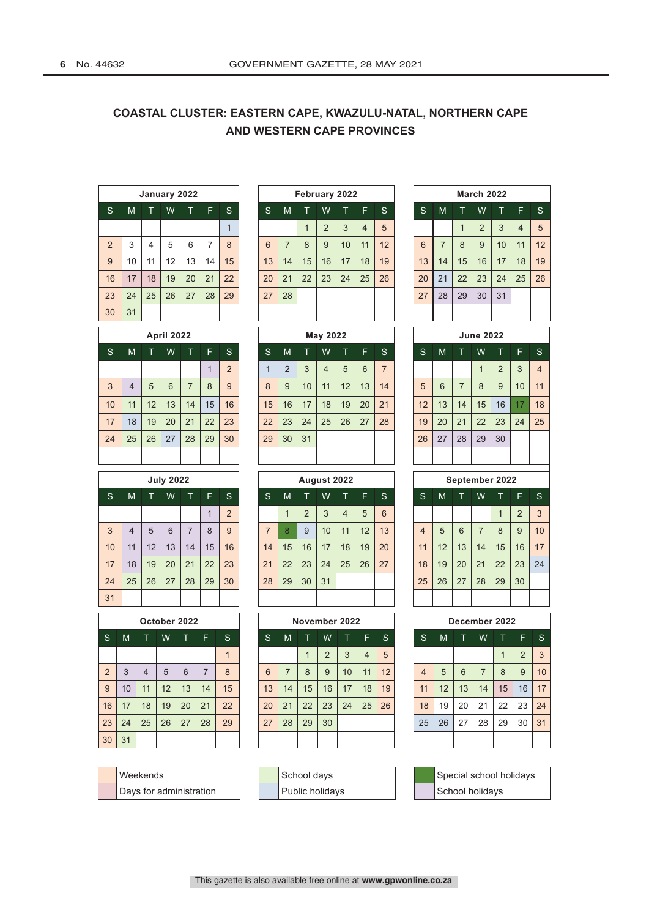## COASTAL CLUSTER: EASTERN CAPE, KWAZULU-NATAL, NORTHERN CAPE AND WESTERN CAPE PROVINCES

**January 2022**

| S | M | T | W | T | F | S |
|---|---|---|---|---|---|---|
| | | | | | | 1 |
| 2 | 3 | 4 | 5 | 6 | 7 | 8 |
| 9 | 10 | 11 | 12 | 13 | 14 | 15 |
| 16 | 17 | 18 | 19 | 20 | 21 | 22 |
| 23 | 24 | 25 | 26 | 27 | 28 | 29 |
| 30 | 31 | | | | | |

**February 2022**

| S | M | T | W | T | F | S |
|---|---|---|---|---|---|---|
| | | 1 | 2 | 3 | 4 | 5 |
| 6 | 7 | 8 | 9 | 10 | 11 | 12 |
| 13 | 14 | 15 | 16 | 17 | 18 | 19 |
| 20 | 21 | 22 | 23 | 24 | 25 | 26 |
| 27 | 28 | | | | | |

**March 2022**

| S | M | T | W | T | F | S |
|---|---|---|---|---|---|---|
| | | 1 | 2 | 3 | 4 | 5 |
| 6 | 7 | 8 | 9 | 10 | 11 | 12 |
| 13 | 14 | 15 | 16 | 17 | 18 | 19 |
| 20 | 21 | 22 | 23 | 24 | 25 | 26 |
| 27 | 28 | 29 | 30 | 31 | | |

**April 2022**

| S | M | T | W | T | F | S |
|---|---|---|---|---|---|---|
| | | | | | 1 | 2 |
| 3 | 4 | 5 | 6 | 7 | 8 | 9 |
| 10 | 11 | 12 | 13 | 14 | 15 | 16 |
| 17 | 18 | 19 | 20 | 21 | 22 | 23 |
| 24 | 25 | 26 | 27 | 28 | 29 | 30 |

**May 2022**

| S | M | T | W | T | F | S |
|---|---|---|---|---|---|---|
| 1 | 2 | 3 | 4 | 5 | 6 | 7 |
| 8 | 9 | 10 | 11 | 12 | 13 | 14 |
| 15 | 16 | 17 | 18 | 19 | 20 | 21 |
| 22 | 23 | 24 | 25 | 26 | 27 | 28 |
| 29 | 30 | 31 | | | | |

**June 2022**

| S | M | T | W | T | F | S |
|---|---|---|---|---|---|---|
| | | | 1 | 2 | 3 | 4 |
| 5 | 6 | 7 | 8 | 9 | 10 | 11 |
| 12 | 13 | 14 | 15 | 16 | 17 | 18 |
| 19 | 20 | 21 | 22 | 23 | 24 | 25 |
| 26 | 27 | 28 | 29 | 30 | | |

**July 2022**

| S | M | T | W | T | F | S |
|---|---|---|---|---|---|---|
| | | | | | 1 | 2 |
| 3 | 4 | 5 | 6 | 7 | 8 | 9 |
| 10 | 11 | 12 | 13 | 14 | 15 | 16 |
| 17 | 18 | 19 | 20 | 21 | 22 | 23 |
| 24 | 25 | 26 | 27 | 28 | 29 | 30 |
| 31 | | | | | | |

**August 2022**

| S | M | T | W | T | F | S |
|---|---|---|---|---|---|---|
| | 1 | 2 | 3 | 4 | 5 | 6 |
| 7 | 8 | 9 | 10 | 11 | 12 | 13 |
| 14 | 15 | 16 | 17 | 18 | 19 | 20 |
| 21 | 22 | 23 | 24 | 25 | 26 | 27 |
| 28 | 29 | 30 | 31 | | | |

**September 2022**

| S | M | T | W | T | F | S |
|---|---|---|---|---|---|---|
| | | | | 1 | 2 | 3 |
| 4 | 5 | 6 | 7 | 8 | 9 | 10 |
| 11 | 12 | 13 | 14 | 15 | 16 | 17 |
| 18 | 19 | 20 | 21 | 22 | 23 | 24 |
| 25 | 26 | 27 | 28 | 29 | 30 | |

**October 2022**

| S | M | T | W | T | F | S |
|---|---|---|---|---|---|---|
| | | | | | | 1 |
| 2 | 3 | 4 | 5 | 6 | 7 | 8 |
| 9 | 10 | 11 | 12 | 13 | 14 | 15 |
| 16 | 17 | 18 | 19 | 20 | 21 | 22 |
| 23 | 24 | 25 | 26 | 27 | 28 | 29 |
| 30 | 31 | | | | | |

**November 2022**

| S | M | T | W | T | F | S |
|---|---|---|---|---|---|---|
| | | 1 | 2 | 3 | 4 | 5 |
| 6 | 7 | 8 | 9 | 10 | 11 | 12 |
| 13 | 14 | 15 | 16 | 17 | 18 | 19 |
| 20 | 21 | 22 | 23 | 24 | 25 | 26 |
| 27 | 28 | 29 | 30 | | | |

**December 2022**

| S | M | T | W | T | F | S |
|---|---|---|---|---|---|---|
| | | | | 1 | 2 | 3 |
| 4 | 5 | 6 | 7 | 8 | 9 | 10 |
| 11 | 12 | 13 | 14 | 15 | 16 | 17 |
| 18 | 19 | 20 | 21 | 22 | 23 | 24 |
| 25 | 26 | 27 | 28 | 29 | 30 | 31 |

| Legend | | |
|---|---|---|
| Weekends | School days | Special school holidays |
| Days for administration | Public holidays | School holidays |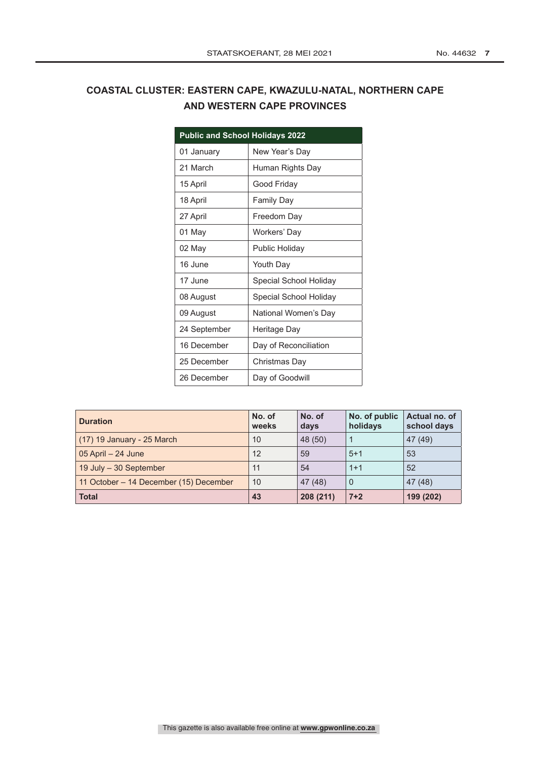## COASTAL CLUSTER: EASTERN CAPE, KWAZULU-NATAL, NORTHERN CAPE AND WESTERN CAPE PROVINCES

| Public and School Holidays 2022 | |
|---|---|
| 01 January | New Year's Day |
| 21 March | Human Rights Day |
| 15 April | Good Friday |
| 18 April | Family Day |
| 27 April | Freedom Day |
| 01 May | Workers' Day |
| 02 May | Public Holiday |
| 16 June | Youth Day |
| 17 June | Special School Holiday |
| 08 August | Special School Holiday |
| 09 August | National Women's Day |
| 24 September | Heritage Day |
| 16 December | Day of Reconciliation |
| 25 December | Christmas Day |
| 26 December | Day of Goodwill |

| Duration | No. of weeks | No. of days | No. of public holidays | Actual no. of school days |
|---|---|---|---|---|
| (17) 19 January - 25 March | 10 | 48 (50) | 1 | 47 (49) |
| 05 April – 24 June | 12 | 59 | 5+1 | 53 |
| 19 July – 30 September | 11 | 54 | 1+1 | 52 |
| 11 October – 14 December (15) December | 10 | 47 (48) | 0 | 47 (48) |
| **Total** | **43** | **208 (211)** | **7+2** | **199 (202)** |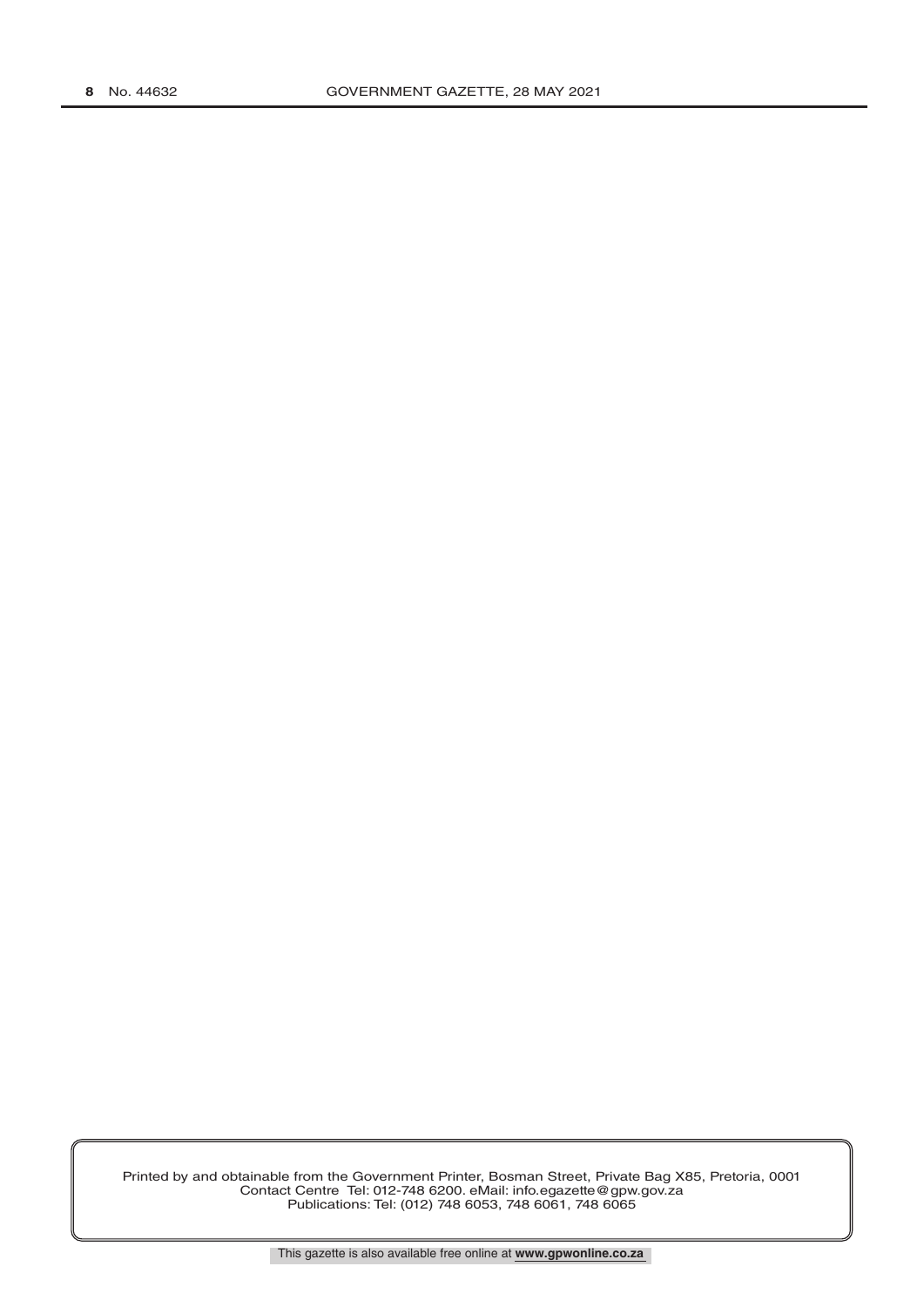Printed by and obtainable from the Government Printer, Bosman Street, Private Bag X85, Pretoria, 0001
Contact Centre Tel: 012-748 6200. eMail: info.egazette@gpw.gov.za
Publications: Tel: (012) 748 6053, 748 6061, 748 6065

This gazette is also available free online at **www.gpwonline.co.za**